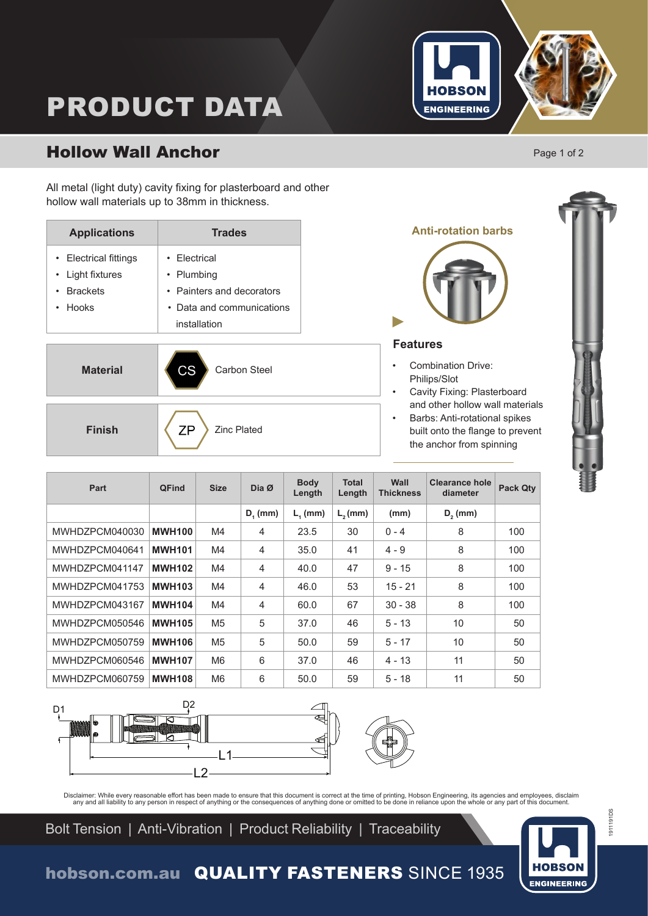# PRODUCT DATA

## Hollow Wall Anchor

All metal (light duty) cavity fixing for plasterboard and other hollow wall materials up to 38mm in thickness.

| Applications | Trades |
|---|---|
| • Electrical fittings<br>• Light fixtures<br>• Brackets<br>• Hooks | • Electrical<br>• Plumbing<br>• Painters and decorators<br>• Data and communications installation |

| | | |
|---|---|---|
| **Material** | CS | Carbon Steel |
| **Finish** | ZP | Zinc Plated |

**Anti-rotation barbs**

### Features

- Combination Drive: Philips/Slot
- Cavity Fixing: Plasterboard and other hollow wall materials
- Barbs: Anti-rotational spikes built onto the flange to prevent the anchor from spinning

| Part | QFind | Size | Dia Ø | Body Length | Total Length | Wall Thickness | Clearance hole diameter | Pack Qty |
|---|---|---|---|---|---|---|---|---|
| | | | $D_1$ (mm) | $L_1$ (mm) | $L_2$ (mm) | (mm) | $D_2$ (mm) | |
| MWHDZPCM040030 | **MWH100** | M4 | 4 | 23.5 | 30 | 0 - 4 | 8 | 100 |
| MWHDZPCM040641 | **MWH101** | M4 | 4 | 35.0 | 41 | 4 - 9 | 8 | 100 |
| MWHDZPCM041147 | **MWH102** | M4 | 4 | 40.0 | 47 | 9 - 15 | 8 | 100 |
| MWHDZPCM041753 | **MWH103** | M4 | 4 | 46.0 | 53 | 15 - 21 | 8 | 100 |
| MWHDZPCM043167 | **MWH104** | M4 | 4 | 60.0 | 67 | 30 - 38 | 8 | 100 |
| MWHDZPCM050546 | **MWH105** | M5 | 5 | 37.0 | 46 | 5 - 13 | 10 | 50 |
| MWHDZPCM050759 | **MWH106** | M5 | 5 | 50.0 | 59 | 5 - 17 | 10 | 50 |
| MWHDZPCM060546 | **MWH107** | M6 | 6 | 37.0 | 46 | 4 - 13 | 11 | 50 |
| MWHDZPCM060759 | **MWH108** | M6 | 6 | 50.0 | 59 | 5 - 18 | 11 | 50 |

D1 D2 L1 L2

Disclaimer: While every reasonable effort has been made to ensure that this document is correct at the time of printing, Hobson Engineering, its agencies and employees, disclaim any and all liability to any person in respect of anything or the consequences of anything done or omitted to be done in reliance upon the whole or any part of this document.

Bolt Tension | Anti-Vibration | Product Reliability | Traceability

hobson.com.au **QUALITY FASTENERS** SINCE 1935

1911191DS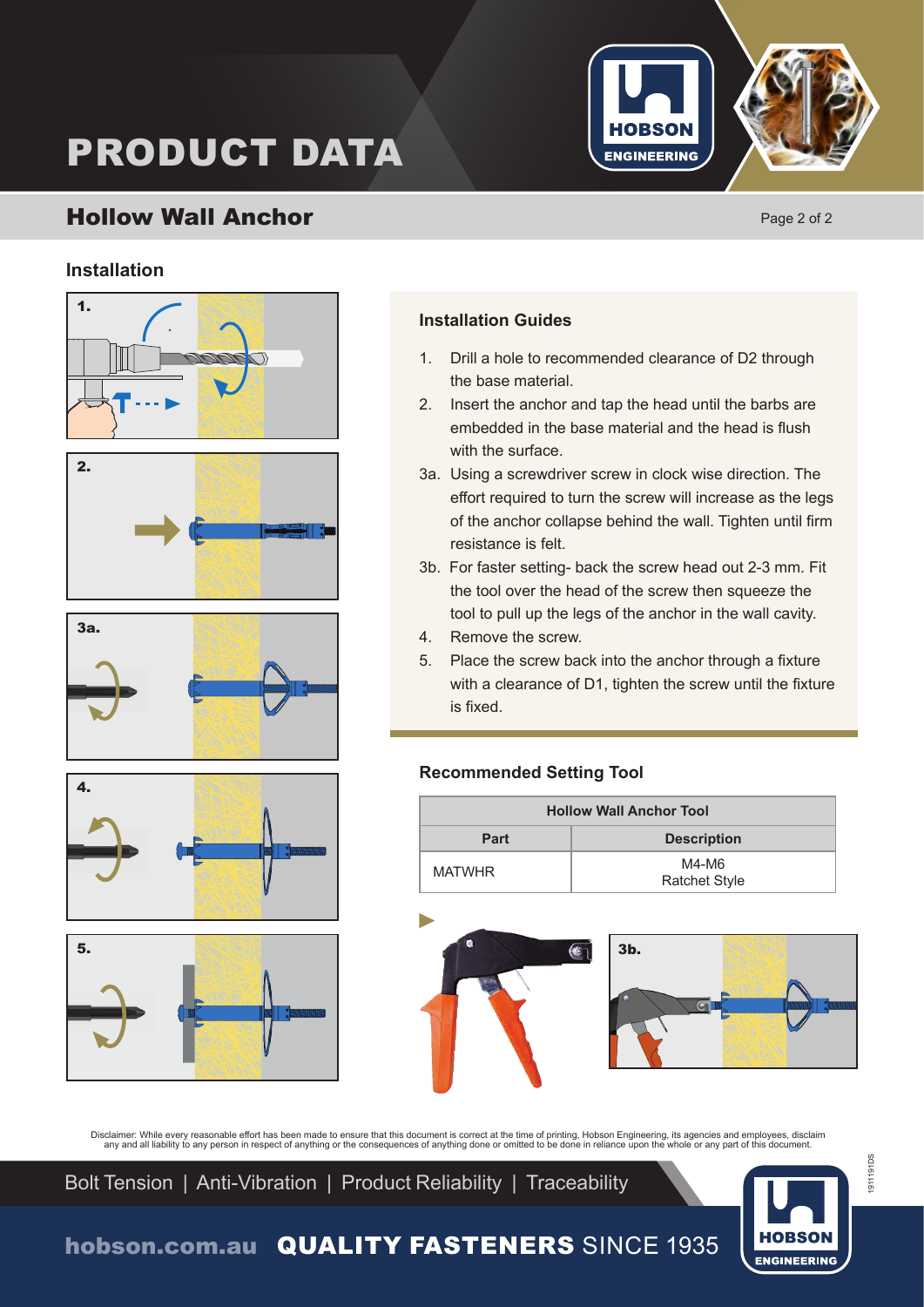# PRODUCT DATA

## Hollow Wall Anchor

### Installation

1.

2.

3a.

4.

5.

### Installation Guides

1. Drill a hole to recommended clearance of D2 through the base material.
2. Insert the anchor and tap the head until the barbs are embedded in the base material and the head is flush with the surface.

3a. Using a screwdriver screw in clock wise direction. The effort required to turn the screw will increase as the legs of the anchor collapse behind the wall. Tighten until firm resistance is felt.

3b. For faster setting- back the screw head out 2-3 mm. Fit the tool over the head of the screw then squeeze the tool to pull up the legs of the anchor in the wall cavity.

4. Remove the screw.
5. Place the screw back into the anchor through a fixture with a clearance of D1, tighten the screw until the fixture is fixed.

### Recommended Setting Tool

| Hollow Wall Anchor Tool | |
|---|---|
| **Part** | **Description** |
| MATWHR | M4-M6 Ratchet Style |

3b.

Disclaimer: While every reasonable effort has been made to ensure that this document is correct at the time of printing, Hobson Engineering, its agencies and employees, disclaim any and all liability to any person in respect of anything or the consequences of anything done or omitted to be done in reliance upon the whole or any part of this document.

Bolt Tension | Anti-Vibration | Product Reliability | Traceability

hobson.com.au **QUALITY FASTENERS** SINCE 1935